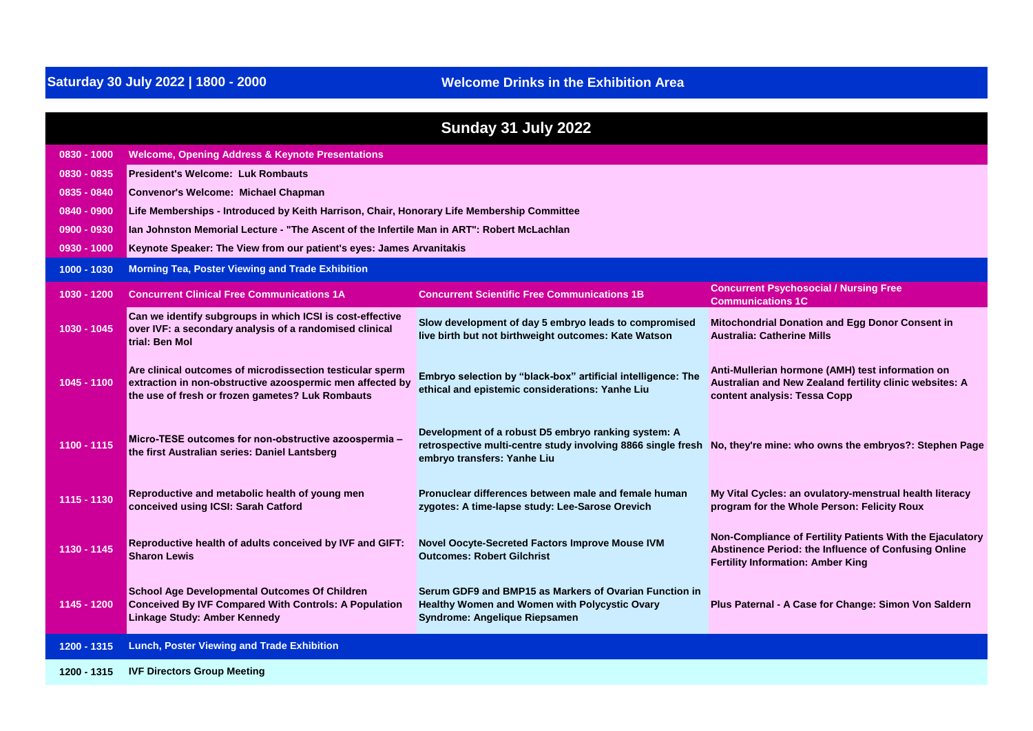## Saturday 30 July 2022 | 1800 - 2000 — Welcome Drinks in the Exhibition Area

## Sunday 31 July 2022

| Time | | | |
|---|---|---|---|
| **0830 - 1000** | **Welcome, Opening Address & Keynote Presentations** | | |
| **0830 - 0835** | **President's Welcome: Luk Rombauts** | | |
| **0835 - 0840** | **Convenor's Welcome: Michael Chapman** | | |
| **0840 - 0900** | **Life Memberships - Introduced by Keith Harrison, Chair, Honorary Life Membership Committee** | | |
| **0900 - 0930** | **Ian Johnston Memorial Lecture - "The Ascent of the Infertile Man in ART": Robert McLachlan** | | |
| **0930 - 1000** | **Keynote Speaker: The View from our patient's eyes: James Arvanitakis** | | |
| **1000 - 1030** | **Morning Tea, Poster Viewing and Trade Exhibition** | | |
| **1030 - 1200** | **Concurrent Clinical Free Communications 1A** | **Concurrent Scientific Free Communications 1B** | **Concurrent Psychosocial / Nursing Free Communications 1C** |
| **1030 - 1045** | **Can we identify subgroups in which ICSI is cost-effective over IVF: a secondary analysis of a randomised clinical trial: Ben Mol** | **Slow development of day 5 embryo leads to compromised live birth but not birthweight outcomes: Kate Watson** | **Mitochondrial Donation and Egg Donor Consent in Australia: Catherine Mills** |
| **1045 - 1100** | **Are clinical outcomes of microdissection testicular sperm extraction in non-obstructive azoospermic men affected by the use of fresh or frozen gametes? Luk Rombauts** | **Embryo selection by "black-box" artificial intelligence: The ethical and epistemic considerations: Yanhe Liu** | **Anti-Mullerian hormone (AMH) test information on Australian and New Zealand fertility clinic websites: A content analysis: Tessa Copp** |
| **1100 - 1115** | **Micro-TESE outcomes for non-obstructive azoospermia – the first Australian series: Daniel Lantsberg** | **Development of a robust D5 embryo ranking system: A retrospective multi-centre study involving 8866 single fresh embryo transfers: Yanhe Liu** | **No, they're mine: who owns the embryos?: Stephen Page** |
| **1115 - 1130** | **Reproductive and metabolic health of young men conceived using ICSI: Sarah Catford** | **Pronuclear differences between male and female human zygotes: A time-lapse study: Lee-Sarose Orevich** | **My Vital Cycles: an ovulatory-menstrual health literacy program for the Whole Person: Felicity Roux** |
| **1130 - 1145** | **Reproductive health of adults conceived by IVF and GIFT: Sharon Lewis** | **Novel Oocyte-Secreted Factors Improve Mouse IVM Outcomes: Robert Gilchrist** | **Non-Compliance of Fertility Patients With the Ejaculatory Abstinence Period: the Influence of Confusing Online Fertility Information: Amber King** |
| **1145 - 1200** | **School Age Developmental Outcomes Of Children Conceived By IVF Compared With Controls: A Population Linkage Study: Amber Kennedy** | **Serum GDF9 and BMP15 as Markers of Ovarian Function in Healthy Women and Women with Polycystic Ovary Syndrome: Angelique Riepsamen** | **Plus Paternal - A Case for Change: Simon Von Saldern** |
| **1200 - 1315** | **Lunch, Poster Viewing and Trade Exhibition** | | |
| **1200 - 1315** | **IVF Directors Group Meeting** | | |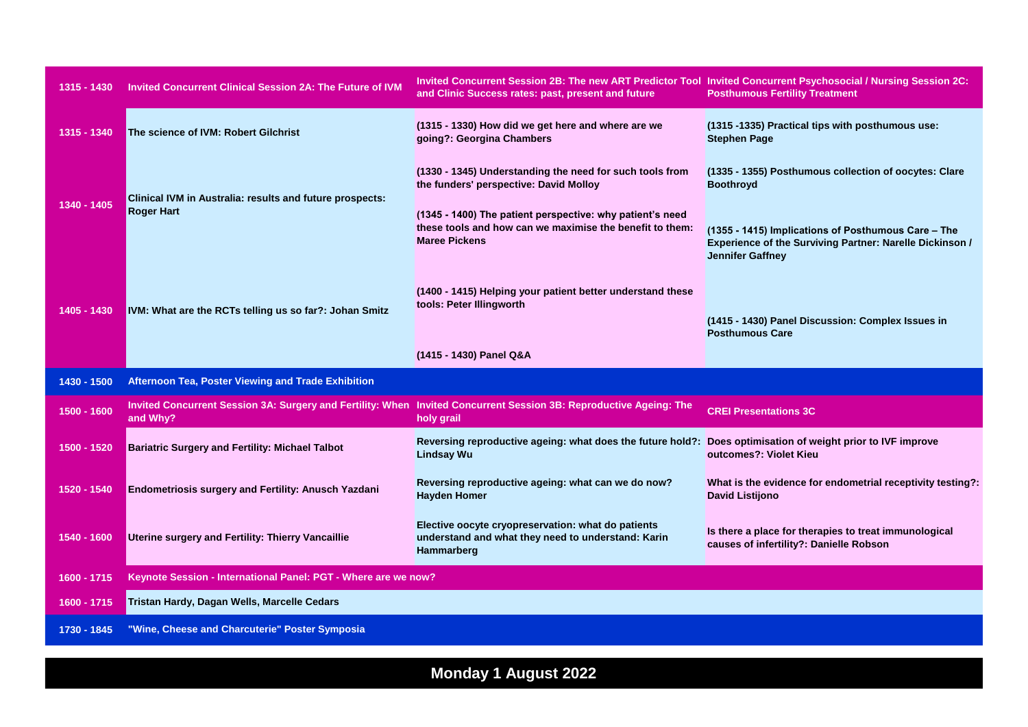| 1315 - 1430 | Invited Concurrent Clinical Session 2A: The Future of IVM | Invited Concurrent Session 2B: The new ART Predictor Tool and Clinic Success rates: past, present and future | Invited Concurrent Psychosocial / Nursing Session 2C: Posthumous Fertility Treatment |
|---|---|---|---|
| 1315 - 1340 | The science of IVM: Robert Gilchrist | (1315 - 1330) How did we get here and where are we going?: Georgina Chambers | (1315 -1335) Practical tips with posthumous use: Stephen Page |
| 1340 - 1405 | Clinical IVM in Australia: results and future prospects: Roger Hart | (1330 - 1345) Understanding the need for such tools from the funders' perspective: David Molloy<br>(1345 - 1400) The patient perspective: why patient's need these tools and how can we maximise the benefit to them: Maree Pickens | (1335 - 1355) Posthumous collection of oocytes: Clare Boothroyd<br>(1355 - 1415) Implications of Posthumous Care – The Experience of the Surviving Partner: Narelle Dickinson / Jennifer Gaffney |
| 1405 - 1430 | IVM: What are the RCTs telling us so far?: Johan Smitz | (1400 - 1415) Helping your patient better understand these tools: Peter Illingworth<br>(1415 - 1430) Panel Q&A | (1415 - 1430) Panel Discussion: Complex Issues in Posthumous Care |
| 1430 - 1500 | Afternoon Tea, Poster Viewing and Trade Exhibition | | |
| 1500 - 1600 | Invited Concurrent Session 3A: Surgery and Fertility: When and Why? | Invited Concurrent Session 3B: Reproductive Ageing: The holy grail | CREI Presentations 3C |
| 1500 - 1520 | Bariatric Surgery and Fertility: Michael Talbot | Reversing reproductive ageing: what does the future hold?: Lindsay Wu | Does optimisation of weight prior to IVF improve outcomes?: Violet Kieu |
| 1520 - 1540 | Endometriosis surgery and Fertility: Anusch Yazdani | Reversing reproductive ageing: what can we do now? Hayden Homer | What is the evidence for endometrial receptivity testing?: David Listijono |
| 1540 - 1600 | Uterine surgery and Fertility: Thierry Vancaillie | Elective oocyte cryopreservation: what do patients understand and what they need to understand: Karin Hammarberg | Is there a place for therapies to treat immunological causes of infertility?: Danielle Robson |
| 1600 - 1715 | Keynote Session - International Panel: PGT - Where are we now? | | |
| 1600 - 1715 | Tristan Hardy, Dagan Wells, Marcelle Cedars | | |
| 1730 - 1845 | "Wine, Cheese and Charcuterie" Poster Symposia | | |

## Monday 1 August 2022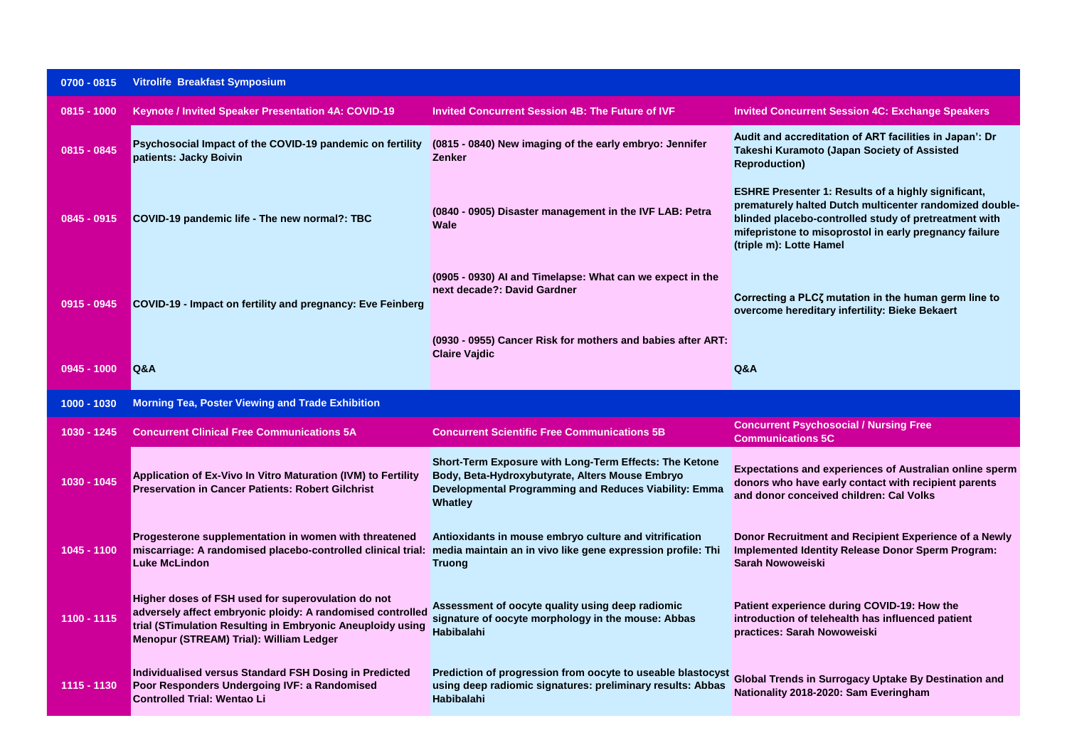| Time | | | |
|---|---|---|---|
| 0700 - 0815 | **Vitrolife Breakfast Symposium** | | |
| 0815 - 1000 | **Keynote / Invited Speaker Presentation 4A: COVID-19** | **Invited Concurrent Session 4B: The Future of IVF** | **Invited Concurrent Session 4C: Exchange Speakers** |
| 0815 - 0845 | Psychosocial Impact of the COVID-19 pandemic on fertility patients: Jacky Boivin | (0815 - 0840) New imaging of the early embryo: Jennifer Zenker | Audit and accreditation of ART facilities in Japan': Dr Takeshi Kuramoto (Japan Society of Assisted Reproduction) |
| 0845 - 0915 | COVID-19 pandemic life - The new normal?: TBC | (0840 - 0905) Disaster management in the IVF LAB: Petra Wale | ESHRE Presenter 1: Results of a highly significant, prematurely halted Dutch multicenter randomized double-blinded placebo-controlled study of pretreatment with mifepristone to misoprostol in early pregnancy failure (triple m): Lotte Hamel |
| 0915 - 0945 | COVID-19 - Impact on fertility and pregnancy: Eve Feinberg | (0905 - 0930) AI and Timelapse: What can we expect in the next decade?: David Gardner | Correcting a PLCζ mutation in the human germ line to overcome hereditary infertility: Bieke Bekaert |
| 0945 - 1000 | Q&A | (0930 - 0955) Cancer Risk for mothers and babies after ART: Claire Vajdic | Q&A |
| 1000 - 1030 | **Morning Tea, Poster Viewing and Trade Exhibition** | | |
| 1030 - 1245 | **Concurrent Clinical Free Communications 5A** | **Concurrent Scientific Free Communications 5B** | **Concurrent Psychosocial / Nursing Free Communications 5C** |
| 1030 - 1045 | Application of Ex-Vivo In Vitro Maturation (IVM) to Fertility Preservation in Cancer Patients: Robert Gilchrist | Short-Term Exposure with Long-Term Effects: The Ketone Body, Beta-Hydroxybutyrate, Alters Mouse Embryo Developmental Programming and Reduces Viability: Emma Whatley | Expectations and experiences of Australian online sperm donors who have early contact with recipient parents and donor conceived children: Cal Volks |
| 1045 - 1100 | Progesterone supplementation in women with threatened miscarriage: A randomised placebo-controlled clinical trial: Luke McLindon | Antioxidants in mouse embryo culture and vitrification media maintain an in vivo like gene expression profile: Thi Truong | Donor Recruitment and Recipient Experience of a Newly Implemented Identity Release Donor Sperm Program: Sarah Nowoweiski |
| 1100 - 1115 | Higher doses of FSH used for superovulation do not adversely affect embryonic ploidy: A randomised controlled trial (STimulation Resulting in Embryonic Aneuploidy using Menopur (STREAM) Trial): William Ledger | Assessment of oocyte quality using deep radiomic signature of oocyte morphology in the mouse: Abbas Habibalahi | Patient experience during COVID-19: How the introduction of telehealth has influenced patient practices: Sarah Nowoweiski |
| 1115 - 1130 | Individualised versus Standard FSH Dosing in Predicted Poor Responders Undergoing IVF: a Randomised Controlled Trial: Wentao Li | Prediction of progression from oocyte to useable blastocyst using deep radiomic signatures: preliminary results: Abbas Habibalahi | Global Trends in Surrogacy Uptake By Destination and Nationality 2018-2020: Sam Everingham |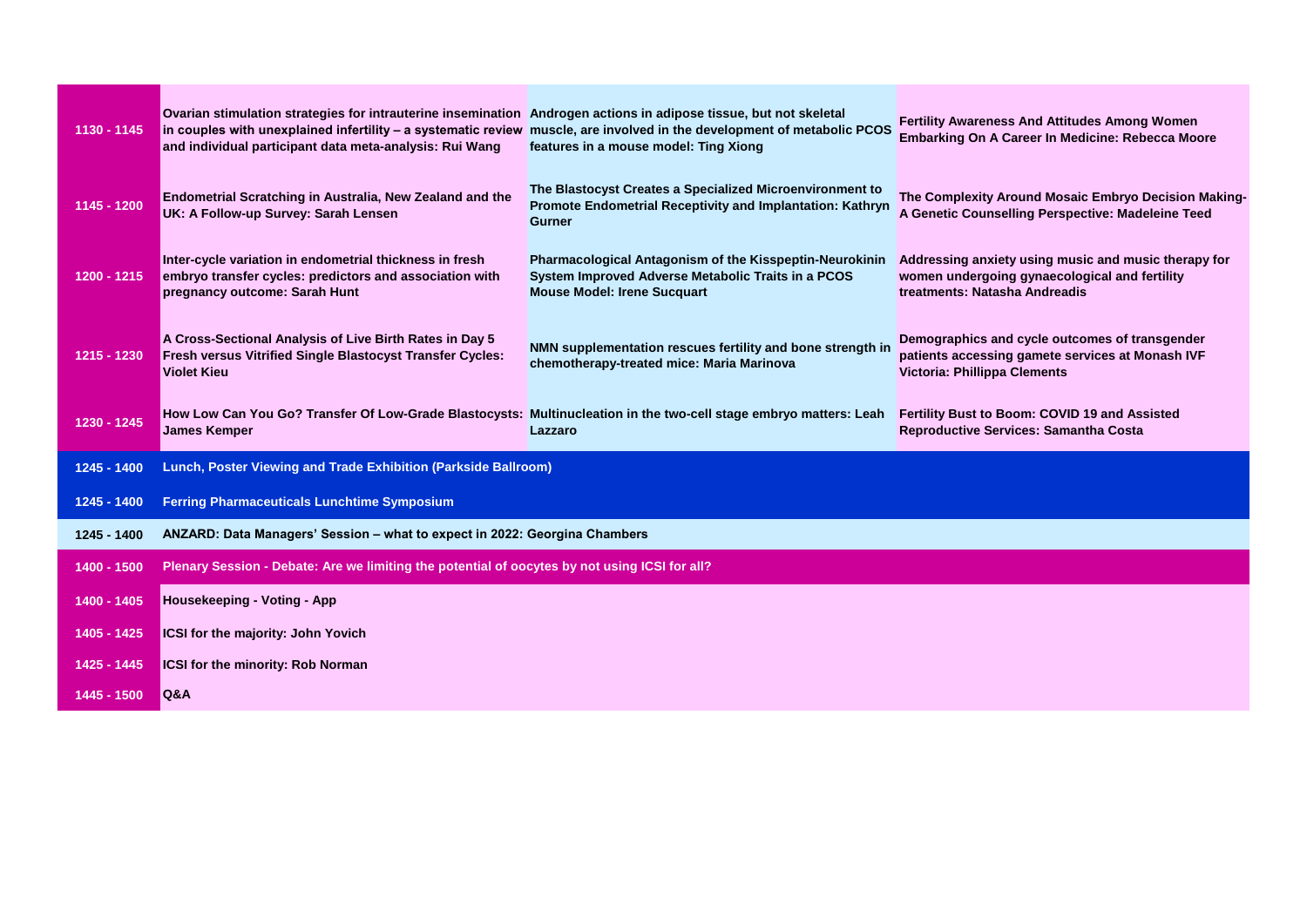| | | | |
|---|---|---|---|
| 1130 - 1145 | Ovarian stimulation strategies for intrauterine insemination in couples with unexplained infertility – a systematic review and individual participant data meta-analysis: Rui Wang | Androgen actions in adipose tissue, but not skeletal muscle, are involved in the development of metabolic PCOS features in a mouse model: Ting Xiong | Fertility Awareness And Attitudes Among Women Embarking On A Career In Medicine: Rebecca Moore |
| 1145 - 1200 | Endometrial Scratching in Australia, New Zealand and the UK: A Follow-up Survey: Sarah Lensen | The Blastocyst Creates a Specialized Microenvironment to Promote Endometrial Receptivity and Implantation: Kathryn Gurner | The Complexity Around Mosaic Embryo Decision Making- A Genetic Counselling Perspective: Madeleine Teed |
| 1200 - 1215 | Inter-cycle variation in endometrial thickness in fresh embryo transfer cycles: predictors and association with pregnancy outcome: Sarah Hunt | Pharmacological Antagonism of the Kisspeptin-Neurokinin System Improved Adverse Metabolic Traits in a PCOS Mouse Model: Irene Sucquart | Addressing anxiety using music and music therapy for women undergoing gynaecological and fertility treatments: Natasha Andreadis |
| 1215 - 1230 | A Cross-Sectional Analysis of Live Birth Rates in Day 5 Fresh versus Vitrified Single Blastocyst Transfer Cycles: Violet Kieu | NMN supplementation rescues fertility and bone strength in chemotherapy-treated mice: Maria Marinova | Demographics and cycle outcomes of transgender patients accessing gamete services at Monash IVF Victoria: Phillippa Clements |
| 1230 - 1245 | How Low Can You Go? Transfer Of Low-Grade Blastocysts: James Kemper | Multinucleation in the two-cell stage embryo matters: Leah Lazzaro | Fertility Bust to Boom: COVID 19 and Assisted Reproductive Services: Samantha Costa |
| 1245 - 1400 | Lunch, Poster Viewing and Trade Exhibition (Parkside Ballroom) | | |
| 1245 - 1400 | Ferring Pharmaceuticals Lunchtime Symposium | | |
| 1245 - 1400 | ANZARD: Data Managers' Session – what to expect in 2022: Georgina Chambers | | |
| 1400 - 1500 | Plenary Session - Debate: Are we limiting the potential of oocytes by not using ICSI for all? | | |
| 1400 - 1405 | Housekeeping - Voting - App | | |
| 1405 - 1425 | ICSI for the majority: John Yovich | | |
| 1425 - 1445 | ICSI for the minority: Rob Norman | | |
| 1445 - 1500 | Q&A | | |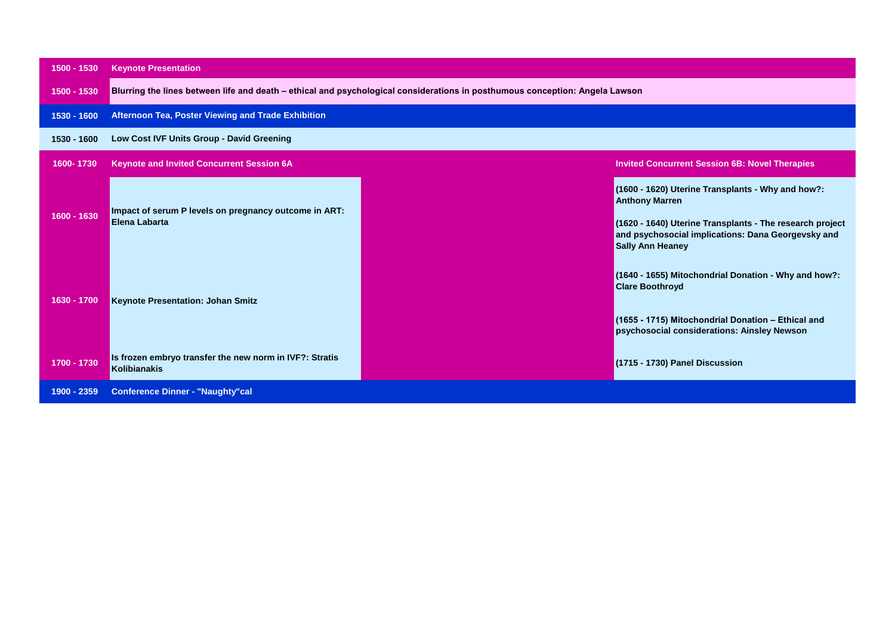| Time | Session 6A | | Session 6B |
|---|---|---|---|
| 1500 - 1530 | **Keynote Presentation** | | |
| 1500 - 1530 | Blurring the lines between life and death – ethical and psychological considerations in posthumous conception: Angela Lawson | | |
| 1530 - 1600 | **Afternoon Tea, Poster Viewing and Trade Exhibition** | | |
| 1530 - 1600 | Low Cost IVF Units Group - David Greening | | |
| 1600- 1730 | **Keynote and Invited Concurrent Session 6A** | | **Invited Concurrent Session 6B: Novel Therapies** |
| 1600 - 1630 | Impact of serum P levels on pregnancy outcome in ART: Elena Labarta | | (1600 - 1620) Uterine Transplants - Why and how?: Anthony Marren<br><br>(1620 - 1640) Uterine Transplants - The research project and psychosocial implications: Dana Georgevsky and Sally Ann Heaney |
| 1630 - 1700 | Keynote Presentation: Johan Smitz | | (1640 - 1655) Mitochondrial Donation - Why and how?: Clare Boothroyd<br><br>(1655 - 1715) Mitochondrial Donation – Ethical and psychosocial considerations: Ainsley Newson |
| 1700 - 1730 | Is frozen embryo transfer the new norm in IVF?: Stratis Kolibianakis | | (1715 - 1730) Panel Discussion |
| 1900 - 2359 | **Conference Dinner - "Naughty"cal** | | |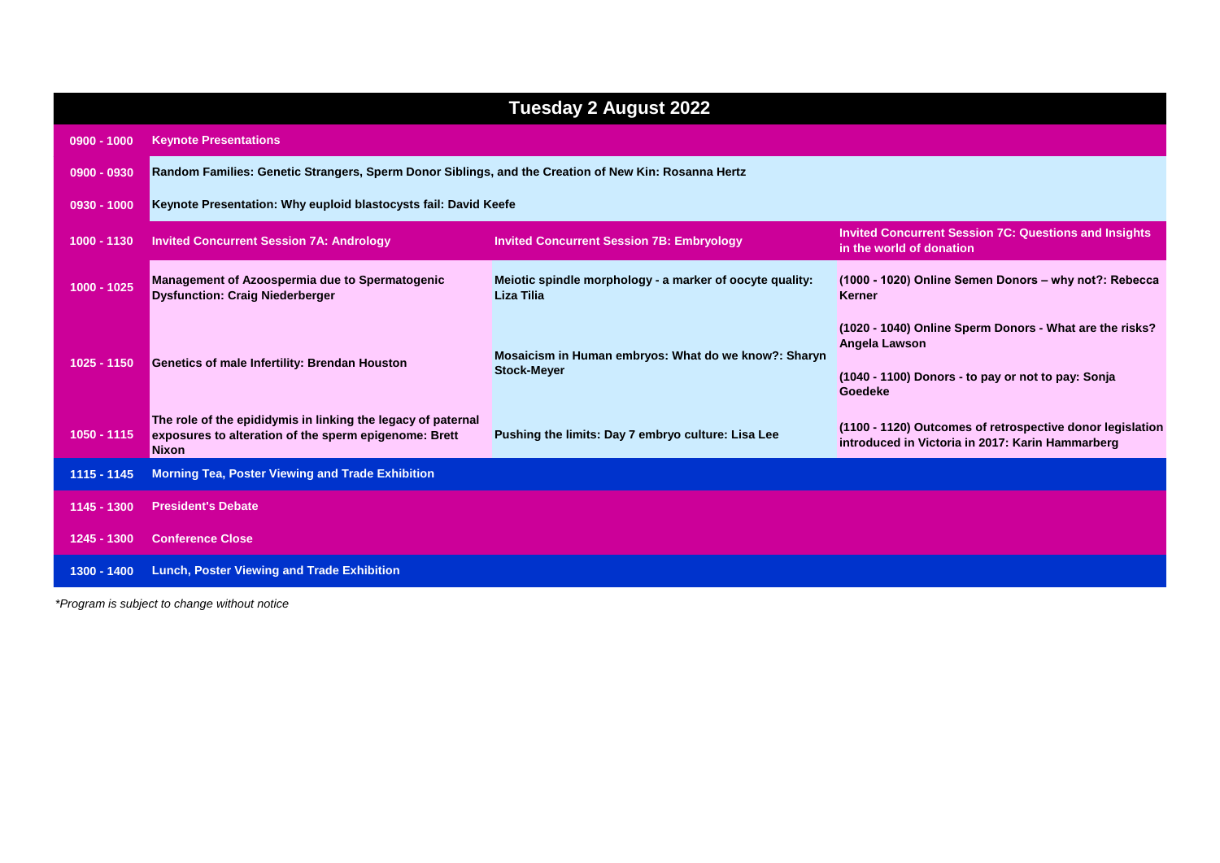## Tuesday 2 August 2022

| | | | |
|---|---|---|---|
| 0900 - 1000 | Keynote Presentations | | |
| 0900 - 0930 | Random Families: Genetic Strangers, Sperm Donor Siblings, and the Creation of New Kin: Rosanna Hertz | | |
| 0930 - 1000 | Keynote Presentation: Why euploid blastocysts fail: David Keefe | | |
| 1000 - 1130 | Invited Concurrent Session 7A: Andrology | Invited Concurrent Session 7B: Embryology | Invited Concurrent Session 7C: Questions and Insights in the world of donation |
| 1000 - 1025 | Management of Azoospermia due to Spermatogenic Dysfunction: Craig Niederberger | Meiotic spindle morphology - a marker of oocyte quality: Liza Tilia | (1000 - 1020) Online Semen Donors – why not?: Rebecca Kerner |
| 1025 - 1150 | Genetics of male Infertility: Brendan Houston | Mosaicism in Human embryos: What do we know?: Sharyn Stock-Meyer | (1020 - 1040) Online Sperm Donors - What are the risks? Angela Lawson<br>(1040 - 1100) Donors - to pay or not to pay: Sonja Goedeke |
| 1050 - 1115 | The role of the epididymis in linking the legacy of paternal exposures to alteration of the sperm epigenome: Brett Nixon | Pushing the limits: Day 7 embryo culture: Lisa Lee | (1100 - 1120) Outcomes of retrospective donor legislation introduced in Victoria in 2017: Karin Hammarberg |
| 1115 - 1145 | Morning Tea, Poster Viewing and Trade Exhibition | | |
| 1145 - 1300 | President's Debate | | |
| 1245 - 1300 | Conference Close | | |
| 1300 - 1400 | Lunch, Poster Viewing and Trade Exhibition | | |

*Program is subject to change without notice